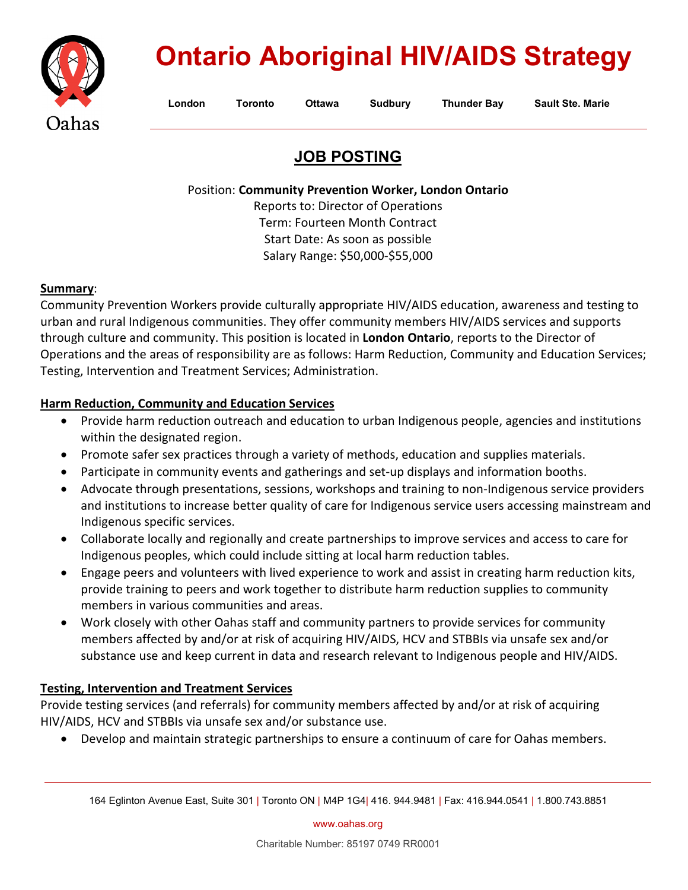# Ontario Aboriginal HIV/AIDS Strategy

London Toronto Ottawa Sudbury Thunder Bay Sault Ste. Marie

## JOB POSTING

Position: **Community Prevention Worker, London Ontario**
Reports to: Director of Operations
Term: Fourteen Month Contract
Start Date: As soon as possible
Salary Range: $50,000-$55,000

**Summary**:
Community Prevention Workers provide culturally appropriate HIV/AIDS education, awareness and testing to urban and rural Indigenous communities. They offer community members HIV/AIDS services and supports through culture and community. This position is located in **London Ontario**, reports to the Director of Operations and the areas of responsibility are as follows: Harm Reduction, Community and Education Services; Testing, Intervention and Treatment Services; Administration.

### Harm Reduction, Community and Education Services

- Provide harm reduction outreach and education to urban Indigenous people, agencies and institutions within the designated region.
- Promote safer sex practices through a variety of methods, education and supplies materials.
- Participate in community events and gatherings and set-up displays and information booths.
- Advocate through presentations, sessions, workshops and training to non-Indigenous service providers and institutions to increase better quality of care for Indigenous service users accessing mainstream and Indigenous specific services.
- Collaborate locally and regionally and create partnerships to improve services and access to care for Indigenous peoples, which could include sitting at local harm reduction tables.
- Engage peers and volunteers with lived experience to work and assist in creating harm reduction kits, provide training to peers and work together to distribute harm reduction supplies to community members in various communities and areas.
- Work closely with other Oahas staff and community partners to provide services for community members affected by and/or at risk of acquiring HIV/AIDS, HCV and STBBIs via unsafe sex and/or substance use and keep current in data and research relevant to Indigenous people and HIV/AIDS.

### Testing, Intervention and Treatment Services

Provide testing services (and referrals) for community members affected by and/or at risk of acquiring HIV/AIDS, HCV and STBBIs via unsafe sex and/or substance use.

- Develop and maintain strategic partnerships to ensure a continuum of care for Oahas members.

164 Eglinton Avenue East, Suite 301 | Toronto ON | M4P 1G4| 416. 944.9481 | Fax: 416.944.0541 | 1.800.743.8851

www.oahas.org

Charitable Number: 85197 0749 RR0001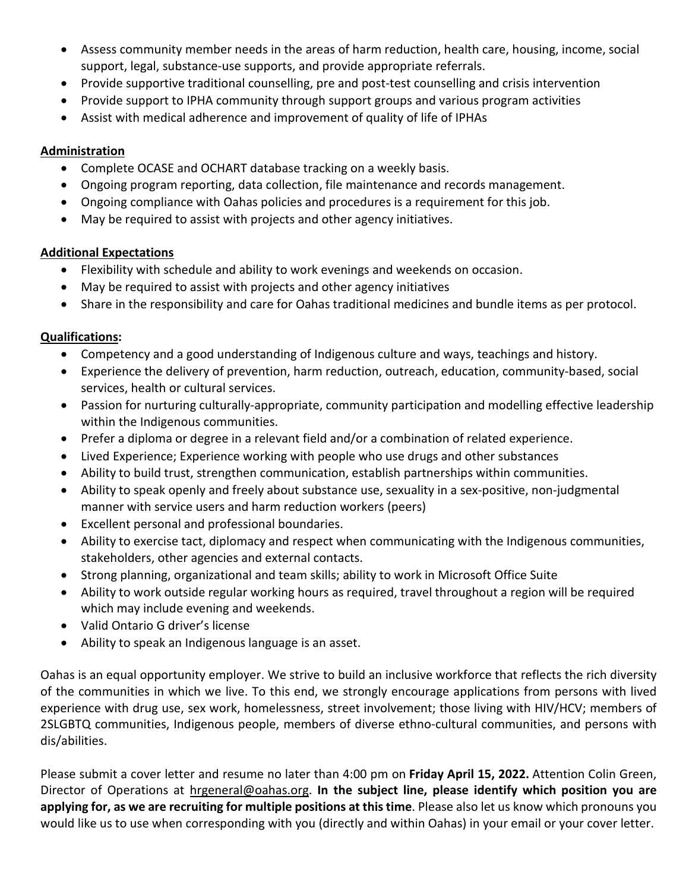- Assess community member needs in the areas of harm reduction, health care, housing, income, social support, legal, substance-use supports, and provide appropriate referrals.
- Provide supportive traditional counselling, pre and post-test counselling and crisis intervention
- Provide support to IPHA community through support groups and various program activities
- Assist with medical adherence and improvement of quality of life of IPHAs

**Administration**

- Complete OCASE and OCHART database tracking on a weekly basis.
- Ongoing program reporting, data collection, file maintenance and records management.
- Ongoing compliance with Oahas policies and procedures is a requirement for this job.
- May be required to assist with projects and other agency initiatives.

**Additional Expectations**

- Flexibility with schedule and ability to work evenings and weekends on occasion.
- May be required to assist with projects and other agency initiatives
- Share in the responsibility and care for Oahas traditional medicines and bundle items as per protocol.

**Qualifications:**

- Competency and a good understanding of Indigenous culture and ways, teachings and history.
- Experience the delivery of prevention, harm reduction, outreach, education, community-based, social services, health or cultural services.
- Passion for nurturing culturally-appropriate, community participation and modelling effective leadership within the Indigenous communities.
- Prefer a diploma or degree in a relevant field and/or a combination of related experience.
- Lived Experience; Experience working with people who use drugs and other substances
- Ability to build trust, strengthen communication, establish partnerships within communities.
- Ability to speak openly and freely about substance use, sexuality in a sex-positive, non-judgmental manner with service users and harm reduction workers (peers)
- Excellent personal and professional boundaries.
- Ability to exercise tact, diplomacy and respect when communicating with the Indigenous communities, stakeholders, other agencies and external contacts.
- Strong planning, organizational and team skills; ability to work in Microsoft Office Suite
- Ability to work outside regular working hours as required, travel throughout a region will be required which may include evening and weekends.
- Valid Ontario G driver's license
- Ability to speak an Indigenous language is an asset.

Oahas is an equal opportunity employer. We strive to build an inclusive workforce that reflects the rich diversity of the communities in which we live. To this end, we strongly encourage applications from persons with lived experience with drug use, sex work, homelessness, street involvement; those living with HIV/HCV; members of 2SLGBTQ communities, Indigenous people, members of diverse ethno-cultural communities, and persons with dis/abilities.

Please submit a cover letter and resume no later than 4:00 pm on **Friday April 15, 2022.** Attention Colin Green, Director of Operations at hrgeneral@oahas.org. **In the subject line, please identify which position you are applying for, as we are recruiting for multiple positions at this time**. Please also let us know which pronouns you would like us to use when corresponding with you (directly and within Oahas) in your email or your cover letter.